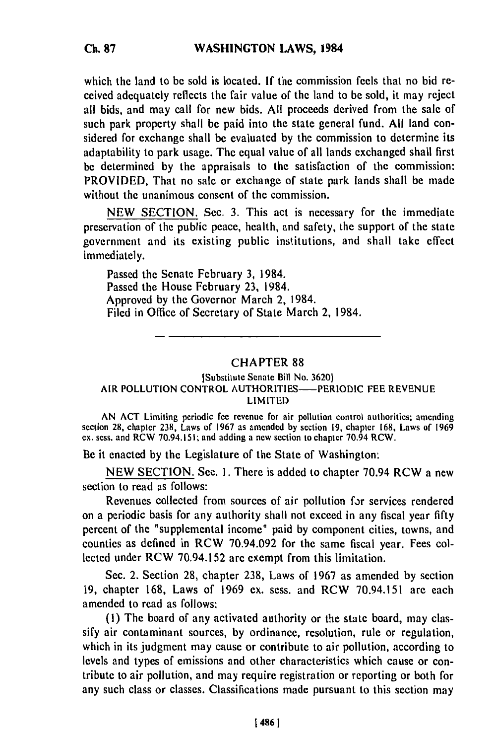which the land to be sold is located. If the commission feels that no bid received adequately reflects the fair value of the land to be sold, it may reject all bids, and may call for new bids. All proceeds derived from the sale of such park property shall be paid into the state general fund. All land considered for exchange shall be evaluated by the commission to determine its adaptability to park usage. The equal value of all lands exchanged shall first be determined by the appraisals to the satisfaction of the commission: PROVIDED, That no sale or exchange of state park lands shall be made without the unanimous consent of the commission.

NEW SECTION. Sec. 3. This act is necessary for the immediate preservation of the public peace, health, and safety, the support of the state government and its existing public institutions, and shall take effect immediately.

Passed the Senate February 3, 1984.
Passed the House February 23, 1984.
Approved by the Governor March 2, 1984.
Filed in Office of Secretary of State March 2, 1984.

---

## CHAPTER 88

[Substitute Senate Bill No. 3620]

AIR POLLUTION CONTROL AUTHORITIES—PERIODIC FEE REVENUE LIMITED

AN ACT Limiting periodic fee revenue for air pollution control authorities; amending section 28, chapter 238, Laws of 1967 as amended by section 19, chapter 168, Laws of 1969 ex. sess. and RCW 70.94.151; and adding a new section to chapter 70.94 RCW.

Be it enacted by the Legislature of the State of Washington:

NEW SECTION. Sec. 1. There is added to chapter 70.94 RCW a new section to read as follows:

Revenues collected from sources of air pollution for services rendered on a periodic basis for any authority shall not exceed in any fiscal year fifty percent of the "supplemental income" paid by component cities, towns, and counties as defined in RCW 70.94.092 for the same fiscal year. Fees collected under RCW 70.94.152 are exempt from this limitation.

Sec. 2. Section 28, chapter 238, Laws of 1967 as amended by section 19, chapter 168, Laws of 1969 ex. sess. and RCW 70.94.151 are each amended to read as follows:

(1) The board of any activated authority or the state board, may classify air contaminant sources, by ordinance, resolution, rule or regulation, which in its judgment may cause or contribute to air pollution, according to levels and types of emissions and other characteristics which cause or contribute to air pollution, and may require registration or reporting or both for any such class or classes. Classifications made pursuant to this section may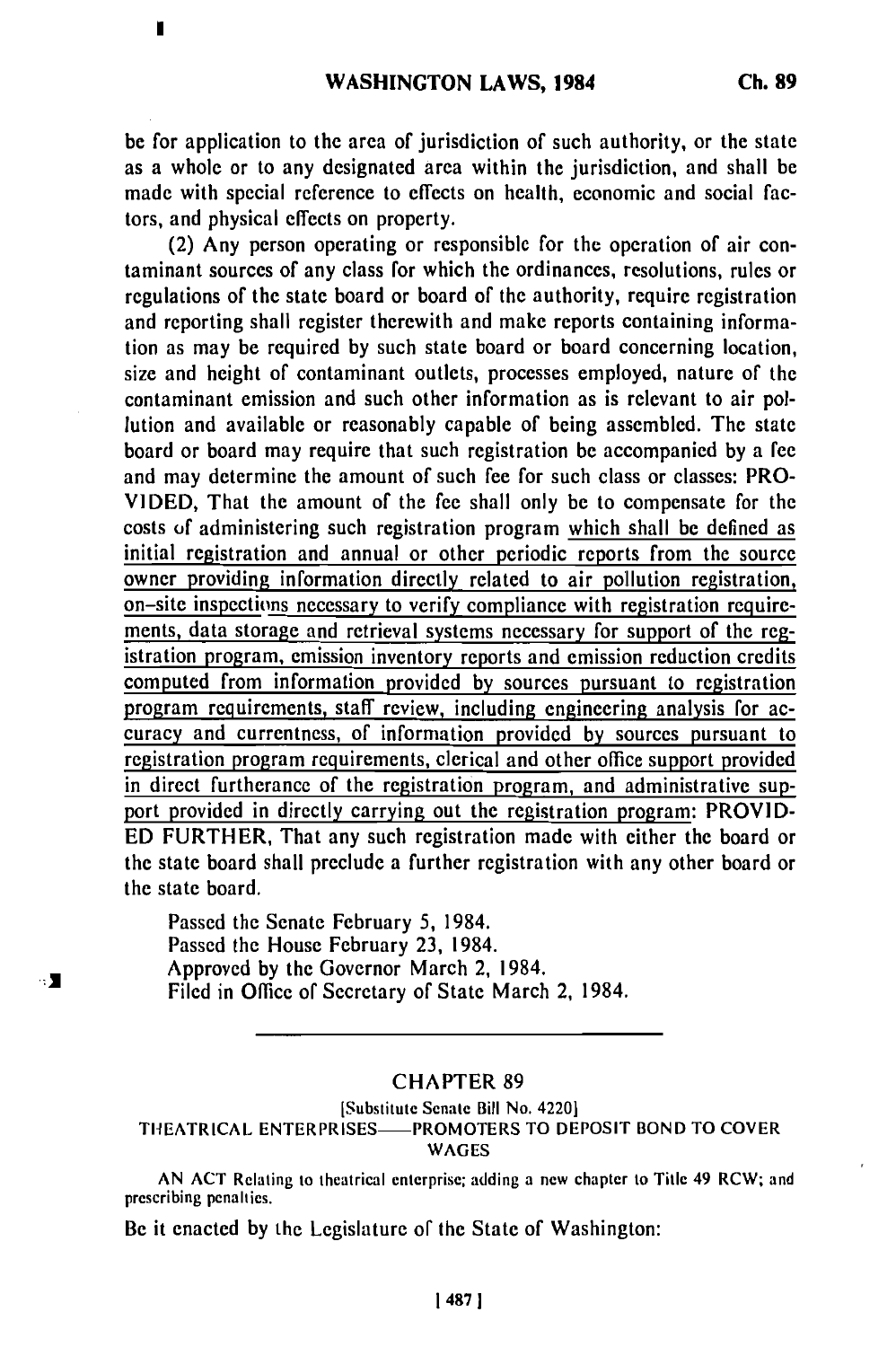be for application to the area of jurisdiction of such authority, or the state as a whole or to any designated area within the jurisdiction, and shall be made with special reference to effects on health, economic and social factors, and physical effects on property.

(2) Any person operating or responsible for the operation of air contaminant sources of any class for which the ordinances, resolutions, rules or regulations of the state board or board of the authority, require registration and reporting shall register therewith and make reports containing information as may be required by such state board or board concerning location, size and height of contaminant outlets, processes employed, nature of the contaminant emission and such other information as is relevant to air pollution and available or reasonably capable of being assembled. The state board or board may require that such registration be accompanied by a fee and may determine the amount of such fee for such class or classes: PROVIDED, That the amount of the fee shall only be to compensate for the costs of administering such registration program <u>which shall be defined as initial registration and annual or other periodic reports from the source owner providing information directly related to air pollution registration, on-site inspections necessary to verify compliance with registration requirements, data storage and retrieval systems necessary for support of the registration program, emission inventory reports and emission reduction credits computed from information provided by sources pursuant to registration program requirements, staff review, including engineering analysis for accuracy and currentness, of information provided by sources pursuant to registration program requirements, clerical and other office support provided in direct furtherance of the registration program, and administrative support provided in directly carrying out the registration program</u>: PROVIDED FURTHER, That any such registration made with either the board or the state board shall preclude a further registration with any other board or the state board.

Passed the Senate February 5, 1984.
Passed the House February 23, 1984.
Approved by the Governor March 2, 1984.
Filed in Office of Secretary of State March 2, 1984.

---

## CHAPTER 89

[Substitute Senate Bill No. 4220]

THEATRICAL ENTERPRISES—PROMOTERS TO DEPOSIT BOND TO COVER WAGES

AN ACT Relating to theatrical enterprise; adding a new chapter to Title 49 RCW; and prescribing penalties.

Be it enacted by the Legislature of the State of Washington: